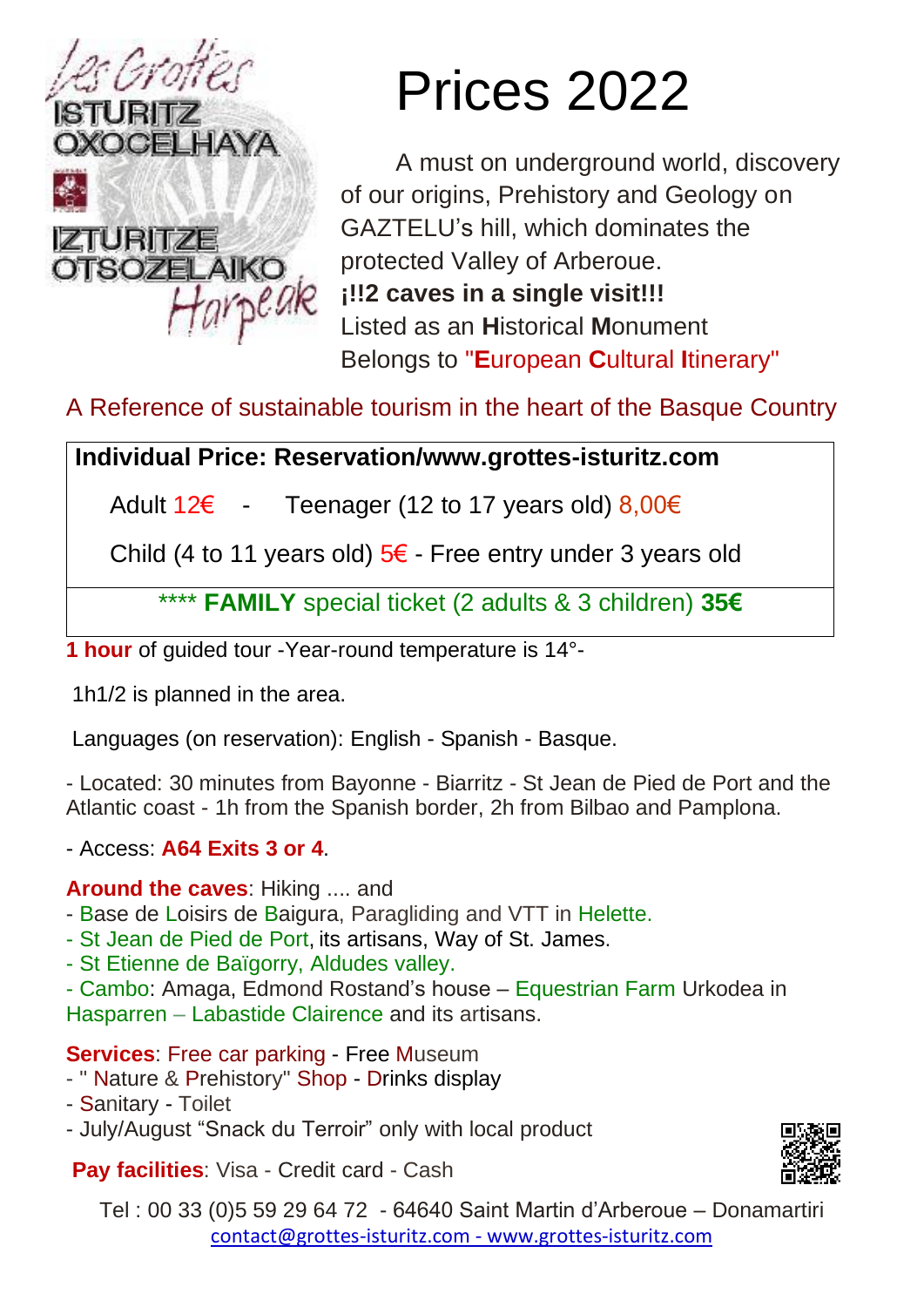Les Grottes
ISTURITZ
OXOCELHAYA

IZTURITZE
OTSOZELAIKO
Harpeak

# Prices 2022

A must on underground world, discovery of our origins, Prehistory and Geology on GAZTELU's hill, which dominates the protected Valley of Arberoue.

**¡!!2 caves in a single visit!!!**

Listed as an **H**istorical **M**onument

Belongs to "**E**uropean **C**ultural **I**tinerary"

A Reference of sustainable tourism in the heart of the Basque Country

**Individual Price: Reservation/www.grottes-isturitz.com**

Adult 12€ - Teenager (12 to 17 years old) 8,00€

Child (4 to 11 years old) 5€ - Free entry under 3 years old

\*\*\*\* **FAMILY** special ticket (2 adults & 3 children) **35€**

**1 hour** of guided tour -Year-round temperature is 14°-

1h1/2 is planned in the area.

Languages (on reservation): English - Spanish - Basque.

- Located: 30 minutes from Bayonne - Biarritz - St Jean de Pied de Port and the Atlantic coast - 1h from the Spanish border, 2h from Bilbao and Pamplona.

- Access: **A64 Exits 3 or 4**.

**Around the caves**: Hiking .... and

- Base de Loisirs de Baigura, Paragliding and VTT in Helette.
- St Jean de Pied de Port, its artisans, Way of St. James.
- St Etienne de Baïgorry, Aldudes valley.
- Cambo: Amaga, Edmond Rostand's house – Equestrian Farm Urkodea in Hasparren – Labastide Clairence and its artisans.

**Services**: Free car parking - Free Museum

- " Nature & Prehistory" Shop - Drinks display
- Sanitary - Toilet
- July/August "Snack du Terroir" only with local product

**Pay facilities**: Visa - Credit card - Cash

Tel : 00 33 (0)5 59 29 64 72 - 64640 Saint Martin d'Arberoue – Donamartiri

contact@grottes-isturitz.com - www.grottes-isturitz.com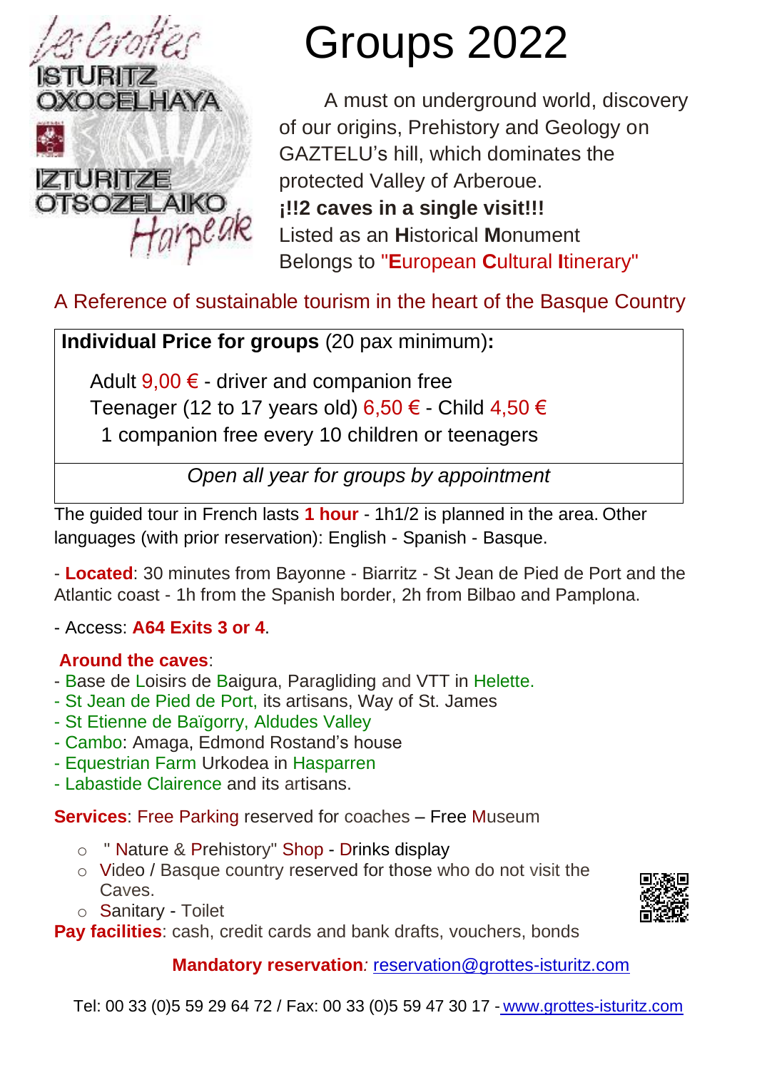Les Grottes
ISTURITZ
OXOCELHAYA

IZTURITZE
OTSOZELAIKO
Harpeak

# Groups 2022

A must on underground world, discovery of our origins, Prehistory and Geology on GAZTELU's hill, which dominates the protected Valley of Arberoue.

**¡!!2 caves in a single visit!!!**

Listed as an **H**istorical **M**onument

Belongs to "**E**uropean **C**ultural **I**tinerary"

A Reference of sustainable tourism in the heart of the Basque Country

**Individual Price for groups** (20 pax minimum)**:**

Adult 9,00 € - driver and companion free

Teenager (12 to 17 years old) 6,50 € - Child 4,50 €

1 companion free every 10 children or teenagers

*Open all year for groups by appointment*

The guided tour in French lasts **1 hour** - 1h1/2 is planned in the area. Other languages (with prior reservation): English - Spanish - Basque.

- **Located**: 30 minutes from Bayonne - Biarritz - St Jean de Pied de Port and the Atlantic coast - 1h from the Spanish border, 2h from Bilbao and Pamplona.

- Access: **A64 Exits 3 or 4**.

**Around the caves**:

- Base de Loisirs de Baigura, Paragliding and VTT in Helette.
- St Jean de Pied de Port, its artisans, Way of St. James
- St Etienne de Baïgorry, Aldudes Valley
- Cambo: Amaga, Edmond Rostand's house
- Equestrian Farm Urkodea in Hasparren
- Labastide Clairence and its artisans.

**Services**: Free Parking reserved for coaches – Free Museum

- " Nature & Prehistory" Shop - Drinks display
- Video / Basque country reserved for those who do not visit the Caves.
- Sanitary - Toilet

**Pay facilities**: cash, credit cards and bank drafts, vouchers, bonds

**Mandatory reservation**: reservation@grottes-isturitz.com

Tel: 00 33 (0)5 59 29 64 72 / Fax: 00 33 (0)5 59 47 30 17 - www.grottes-isturitz.com